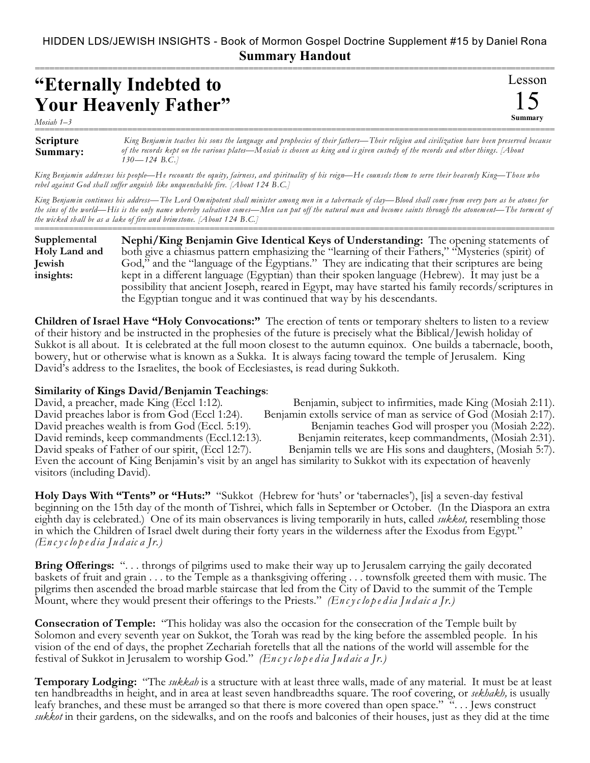HIDDEN LDS/JEWISH INSIGHTS - Book of Mormon Gospel Doctrine Supplement #15 by Daniel Rona

**Summary Handout**

# "Eternally Indebted to Your Heavenly Father"

*Mosiah 1–3*

Lesson 15 Summary

**Scripture Summary:** *King Benjamin teaches his sons the language and prophecies of their fathers—Their religion and civilization have been preserved because of the records kept on the various plates—Mosiah is chosen as king and is given custody of the records and other things. [About 130—124 B.C.]*

*King Benjamin addresses his people—He recounts the equity, fairness, and spirituality of his reign—He counsels them to serve their heavenly King—Those who rebel against God shall suffer anguish like unquenchable fire. [About 124 B.C.]*

*King Benjamin continues his address—The Lord Omnipotent shall minister among men in a tabernacle of clay—Blood shall come from every pore as he atones for the sins of the world—His is the only name whereby salvation comes—Men can put off the natural man and become saints through the atonement—The torment of the wicked shall be as a lake of fire and brimstone. [About 124 B.C.]*

**Supplemental Holy Land and Jewish insights:**

**Nephi/King Benjamin Give Identical Keys of Understanding:** The opening statements of both give a chiasmus pattern emphasizing the "learning of their Fathers," "Mysteries (spirit) of God," and the "language of the Egyptians." They are indicating that their scriptures are being kept in a different language (Egyptian) than their spoken language (Hebrew). It may just be a possibility that ancient Joseph, reared in Egypt, may have started his family records/scriptures in the Egyptian tongue and it was continued that way by his descendants.

**Children of Israel Have "Holy Convocations:"** The erection of tents or temporary shelters to listen to a review of their history and be instructed in the prophesies of the future is precisely what the Biblical/Jewish holiday of Sukkot is all about. It is celebrated at the full moon closest to the autumn equinox. One builds a tabernacle, booth, bowery, hut or otherwise what is known as a Sukka. It is always facing toward the temple of Jerusalem. King David's address to the Israelites, the book of Ecclesiastes, is read during Sukkoth.

**Similarity of Kings David/Benjamin Teachings**:

| | |
|---|---|
| David, a preacher, made King (Eccl 1:12). | Benjamin, subject to infirmities, made King (Mosiah 2:11). |
| David preaches labor is from God (Eccl 1:24). | Benjamin extolls service of man as service of God (Mosiah 2:17). |
| David preaches wealth is from God (Eccl. 5:19). | Benjamin teaches God will prosper you (Mosiah 2:22). |
| David reminds, keep commandments (Eccl.12:13). | Benjamin reiterates, keep commandments, (Mosiah 2:31). |
| David speaks of Father of our spirit, (Eccl 12:7). | Benjamin tells we are His sons and daughters, (Mosiah 5:7). |

Even the account of King Benjamin's visit by an angel has similarity to Sukkot with its expectation of heavenly visitors (including David).

**Holy Days With "Tents" or "Huts:"** "Sukkot (Hebrew for 'huts' or 'tabernacles'), [is] a seven-day festival beginning on the 15th day of the month of Tishrei, which falls in September or October. (In the Diaspora an extra eighth day is celebrated.) One of its main observances is living temporarily in huts, called *sukkot,* resembling those in which the Children of Israel dwelt during their forty years in the wilderness after the Exodus from Egypt." *(Encyclopedia Judaica Jr.)*

**Bring Offerings:** ". . . throngs of pilgrims used to make their way up to Jerusalem carrying the gaily decorated baskets of fruit and grain . . . to the Temple as a thanksgiving offering . . . townsfolk greeted them with music. The pilgrims then ascended the broad marble staircase that led from the City of David to the summit of the Temple Mount, where they would present their offerings to the Priests." *(Encyclopedia Judaica Jr.)*

**Consecration of Temple:** "This holiday was also the occasion for the consecration of the Temple built by Solomon and every seventh year on Sukkot, the Torah was read by the king before the assembled people. In his vision of the end of days, the prophet Zechariah foretells that all the nations of the world will assemble for the festival of Sukkot in Jerusalem to worship God." *(Encyclopedia Judaica Jr.)*

**Temporary Lodging:** "The *sukkah* is a structure with at least three walls, made of any material. It must be at least ten handbreadths in height, and in area at least seven handbreadths square. The roof covering, or *sekhakh,* is usually leafy branches, and these must be arranged so that there is more covered than open space." ". . . Jews construct *sukkot* in their gardens, on the sidewalks, and on the roofs and balconies of their houses, just as they did at the time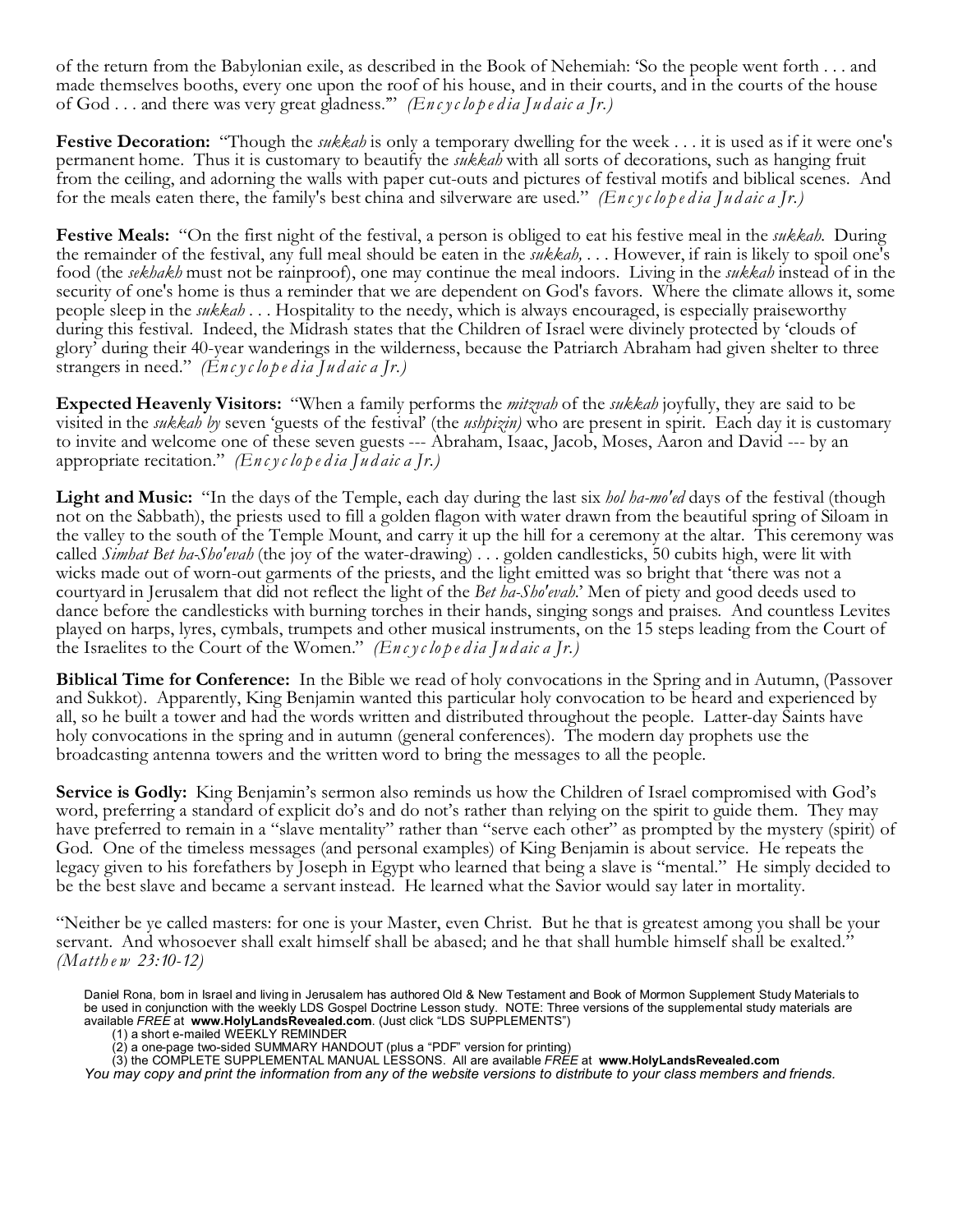of the return from the Babylonian exile, as described in the Book of Nehemiah: 'So the people went forth . . . and made themselves booths, every one upon the roof of his house, and in their courts, and in the courts of the house of God . . . and there was very great gladness.'" *(Encyclopedia Judaica Jr.)*

**Festive Decoration:** "Though the *sukkah* is only a temporary dwelling for the week . . . it is used as if it were one's permanent home. Thus it is customary to beautify the *sukkah* with all sorts of decorations, such as hanging fruit from the ceiling, and adorning the walls with paper cut-outs and pictures of festival motifs and biblical scenes. And for the meals eaten there, the family's best china and silverware are used." *(Encyclopedia Judaica Jr.)*

**Festive Meals:** "On the first night of the festival, a person is obliged to eat his festive meal in the *sukkah*. During the remainder of the festival, any full meal should be eaten in the *sukkah,* . . . However, if rain is likely to spoil one's food (the *sekhakh* must not be rainproof), one may continue the meal indoors. Living in the *sukkah* instead of in the security of one's home is thus a reminder that we are dependent on God's favors. Where the climate allows it, some people sleep in the *sukkah* . . . Hospitality to the needy, which is always encouraged, is especially praiseworthy during this festival. Indeed, the Midrash states that the Children of Israel were divinely protected by 'clouds of glory' during their 40-year wanderings in the wilderness, because the Patriarch Abraham had given shelter to three strangers in need." *(Encyclopedia Judaica Jr.)*

**Expected Heavenly Visitors:** "When a family performs the *mitzvah* of the *sukkah* joyfully, they are said to be visited in the *sukkah by* seven 'guests of the festival' (the *ushpizin)* who are present in spirit. Each day it is customary to invite and welcome one of these seven guests --- Abraham, Isaac, Jacob, Moses, Aaron and David --- by an appropriate recitation." *(Encyclopedia Judaica Jr.)*

**Light and Music:** "In the days of the Temple, each day during the last six *hol ha-mo'ed* days of the festival (though not on the Sabbath), the priests used to fill a golden flagon with water drawn from the beautiful spring of Siloam in the valley to the south of the Temple Mount, and carry it up the hill for a ceremony at the altar. This ceremony was called *Simhat Bet ha-Sho'evah* (the joy of the water-drawing) . . . golden candlesticks, 50 cubits high, were lit with wicks made out of worn-out garments of the priests, and the light emitted was so bright that 'there was not a courtyard in Jerusalem that did not reflect the light of the *Bet ha-Sho'evah*.' Men of piety and good deeds used to dance before the candlesticks with burning torches in their hands, singing songs and praises. And countless Levites played on harps, lyres, cymbals, trumpets and other musical instruments, on the 15 steps leading from the Court of the Israelites to the Court of the Women." *(Encyclopedia Judaica Jr.)*

**Biblical Time for Conference:** In the Bible we read of holy convocations in the Spring and in Autumn, (Passover and Sukkot). Apparently, King Benjamin wanted this particular holy convocation to be heard and experienced by all, so he built a tower and had the words written and distributed throughout the people. Latter-day Saints have holy convocations in the spring and in autumn (general conferences). The modern day prophets use the broadcasting antenna towers and the written word to bring the messages to all the people.

**Service is Godly:** King Benjamin's sermon also reminds us how the Children of Israel compromised with God's word, preferring a standard of explicit do's and do not's rather than relying on the spirit to guide them. They may have preferred to remain in a "slave mentality" rather than "serve each other" as prompted by the mystery (spirit) of God. One of the timeless messages (and personal examples) of King Benjamin is about service. He repeats the legacy given to his forefathers by Joseph in Egypt who learned that being a slave is "mental." He simply decided to be the best slave and became a servant instead. He learned what the Savior would say later in mortality.

"Neither be ye called masters: for one is your Master, even Christ. But he that is greatest among you shall be your servant. And whosoever shall exalt himself shall be abased; and he that shall humble himself shall be exalted." *(Matthew 23:10-12)*

Daniel Rona, born in Israel and living in Jerusalem has authored Old & New Testament and Book of Mormon Supplement Study Materials to be used in conjunction with the weekly LDS Gospel Doctrine Lesson study. NOTE: Three versions of the supplemental study materials are available *FREE* at **www.HolyLandsRevealed.com**. (Just click "LDS SUPPLEMENTS")

(1) a short e-mailed WEEKLY REMINDER
(2) a one-page two-sided SUMMARY HANDOUT (plus a "PDF" version for printing)
(3) the COMPLETE SUPPLEMENTAL MANUAL LESSONS. All are available *FREE* at **www.HolyLandsRevealed.com**

*You may copy and print the information from any of the website versions to distribute to your class members and friends.*